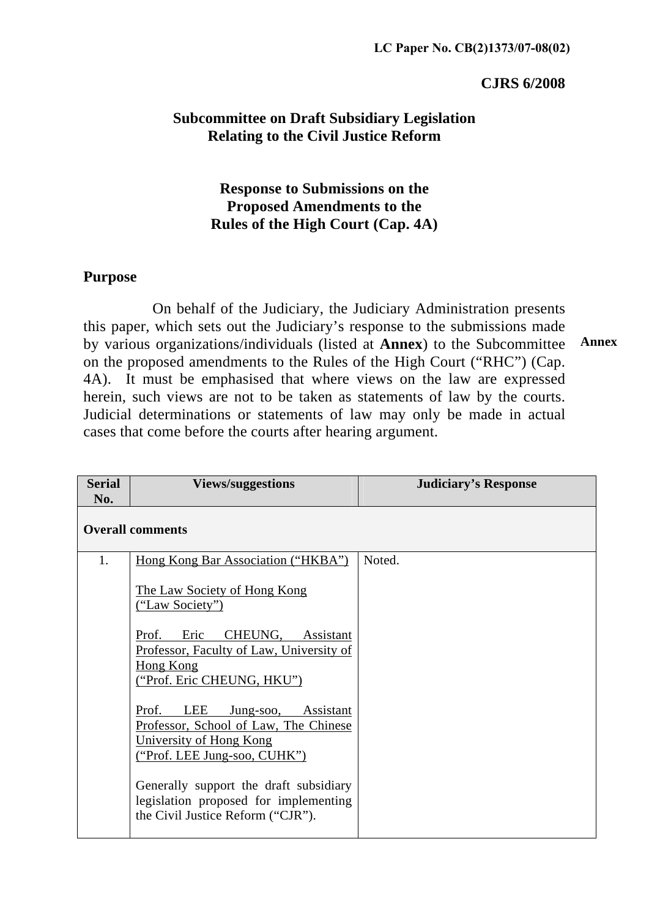LC Paper No. CB(2)1373/07-08(02)

**CJRS 6/2008**

## Subcommittee on Draft Subsidiary Legislation Relating to the Civil Justice Reform

## Response to Submissions on the Proposed Amendments to the Rules of the High Court (Cap. 4A)

### Purpose

On behalf of the Judiciary, the Judiciary Administration presents this paper, which sets out the Judiciary's response to the submissions made by various organizations/individuals (listed at **Annex**) to the Subcommittee on the proposed amendments to the Rules of the High Court ("RHC") (Cap. 4A). It must be emphasised that where views on the law are expressed herein, such views are not to be taken as statements of law by the courts. Judicial determinations or statements of law may only be made in actual cases that come before the courts after hearing argument.

**Annex**

| Serial No. | Views/suggestions | Judiciary's Response |
|---|---|---|
| **Overall comments** | | |
| 1. | Hong Kong Bar Association ("HKBA")<br><br>The Law Society of Hong Kong ("Law Society")<br><br>Prof. Eric CHEUNG, Assistant Professor, Faculty of Law, University of Hong Kong ("Prof. Eric CHEUNG, HKU")<br><br>Prof. LEE Jung-soo, Assistant Professor, School of Law, The Chinese University of Hong Kong ("Prof. LEE Jung-soo, CUHK")<br><br>Generally support the draft subsidiary legislation proposed for implementing the Civil Justice Reform ("CJR"). | Noted. |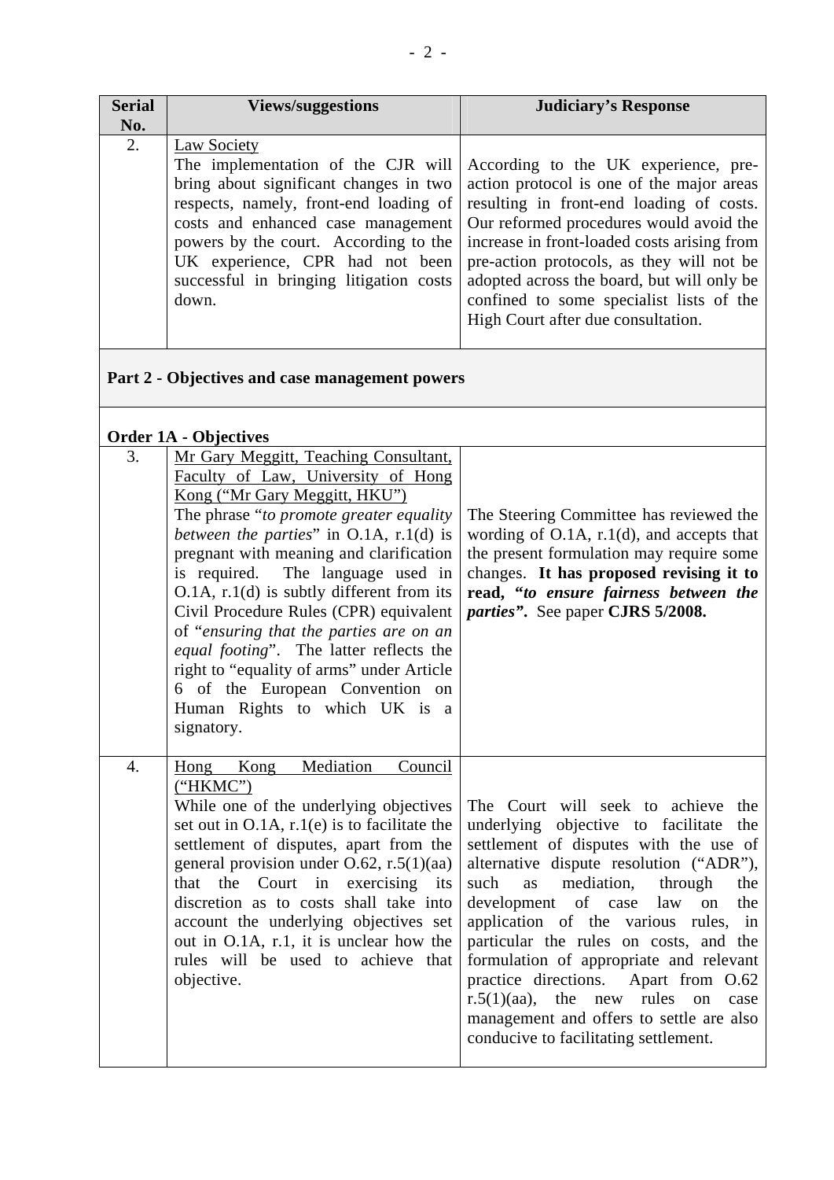| Serial No. | Views/suggestions | Judiciary's Response |
|---|---|---|
| 2. | Law Society<br>The implementation of the CJR will bring about significant changes in two respects, namely, front-end loading of costs and enhanced case management powers by the court. According to the UK experience, CPR had not been successful in bringing litigation costs down. | According to the UK experience, pre-action protocol is one of the major areas resulting in front-end loading of costs. Our reformed procedures would avoid the increase in front-loaded costs arising from pre-action protocols, as they will not be adopted across the board, but will only be confined to some specialist lists of the High Court after due consultation. |
| **Part 2 - Objectives and case management powers** | | |
| **Order 1A - Objectives** | | |
| 3. | Mr Gary Meggitt, Teaching Consultant, Faculty of Law, University of Hong Kong ("Mr Gary Meggitt, HKU")<br>The phrase "*to promote greater equality between the parties*" in O.1A, r.1(d) is pregnant with meaning and clarification is required. The language used in O.1A, r.1(d) is subtly different from its Civil Procedure Rules (CPR) equivalent of "*ensuring that the parties are on an equal footing*". The latter reflects the right to "equality of arms" under Article 6 of the European Convention on Human Rights to which UK is a signatory. | The Steering Committee has reviewed the wording of O.1A, r.1(d), and accepts that the present formulation may require some changes. **It has proposed revising it to read, "*to ensure fairness between the parties*".** See paper **CJRS 5/2008.** |
| 4. | Hong Kong Mediation Council ("HKMC")<br>While one of the underlying objectives set out in O.1A, r.1(e) is to facilitate the settlement of disputes, apart from the general provision under O.62, r.5(1)(aa) that the Court in exercising its discretion as to costs shall take into account the underlying objectives set out in O.1A, r.1, it is unclear how the rules will be used to achieve that objective. | The Court will seek to achieve the underlying objective to facilitate the settlement of disputes with the use of alternative dispute resolution ("ADR"), such as mediation, through the development of case law on the application of the various rules, in particular the rules on costs, and the formulation of appropriate and relevant practice directions. Apart from O.62 r.5(1)(aa), the new rules on case management and offers to settle are also conducive to facilitating settlement. |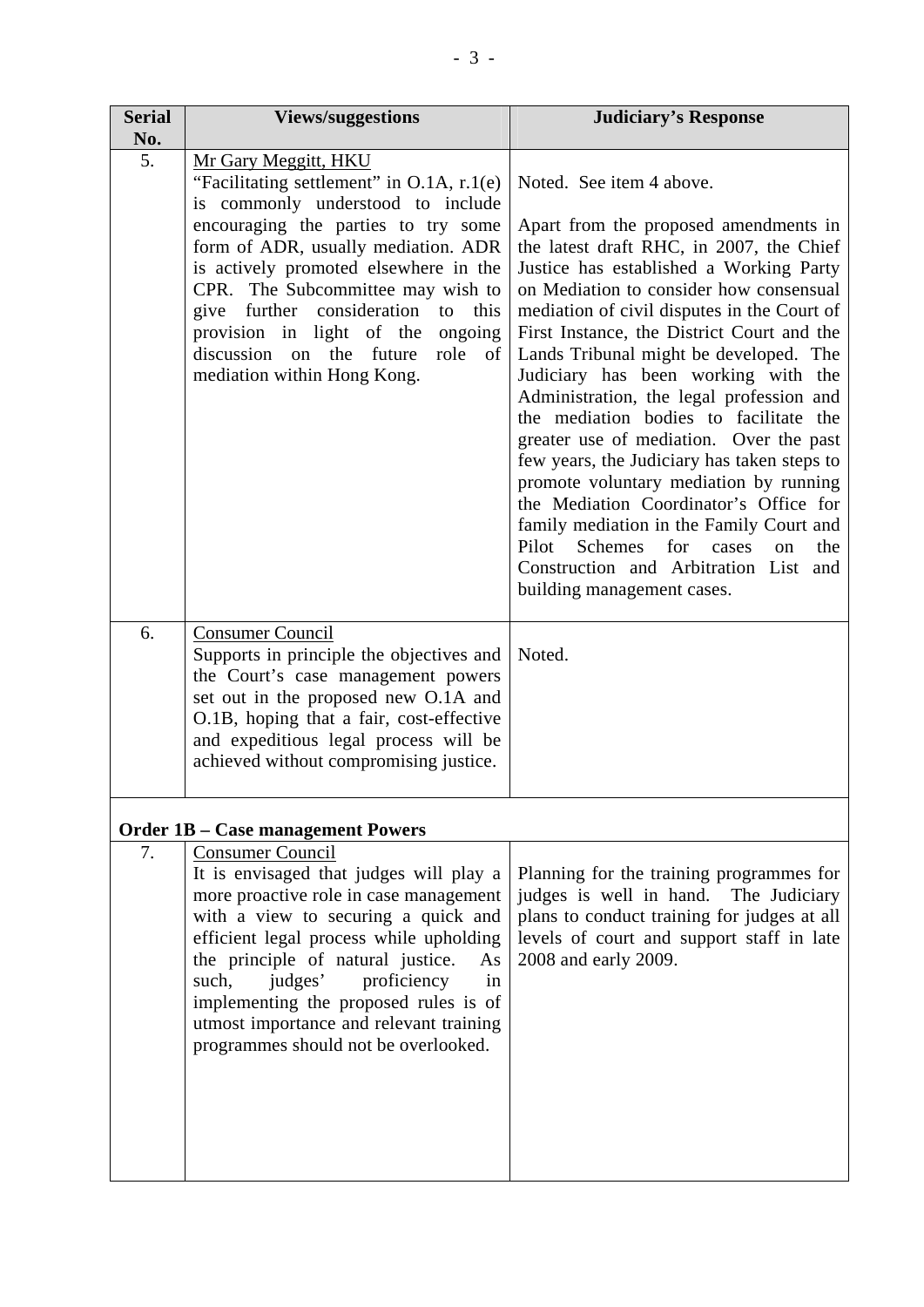| Serial No. | Views/suggestions | Judiciary's Response |
|---|---|---|
| 5. | Mr Gary Meggitt, HKU<br>"Facilitating settlement" in O.1A, r.1(e) is commonly understood to include encouraging the parties to try some form of ADR, usually mediation. ADR is actively promoted elsewhere in the CPR. The Subcommittee may wish to give further consideration to this provision in light of the ongoing discussion on the future role of mediation within Hong Kong. | Noted. See item 4 above.<br><br>Apart from the proposed amendments in the latest draft RHC, in 2007, the Chief Justice has established a Working Party on Mediation to consider how consensual mediation of civil disputes in the Court of First Instance, the District Court and the Lands Tribunal might be developed. The Judiciary has been working with the Administration, the legal profession and the mediation bodies to facilitate the greater use of mediation. Over the past few years, the Judiciary has taken steps to promote voluntary mediation by running the Mediation Coordinator's Office for family mediation in the Family Court and Pilot Schemes for cases on the Construction and Arbitration List and building management cases. |
| 6. | Consumer Council<br>Supports in principle the objectives and the Court's case management powers set out in the proposed new O.1A and O.1B, hoping that a fair, cost-effective and expeditious legal process will be achieved without compromising justice. | Noted. |
| **Order 1B – Case management Powers** | | |
| 7. | Consumer Council<br>It is envisaged that judges will play a more proactive role in case management with a view to securing a quick and efficient legal process while upholding the principle of natural justice. As such, judges' proficiency in implementing the proposed rules is of utmost importance and relevant training programmes should not be overlooked. | Planning for the training programmes for judges is well in hand. The Judiciary plans to conduct training for judges at all levels of court and support staff in late 2008 and early 2009. |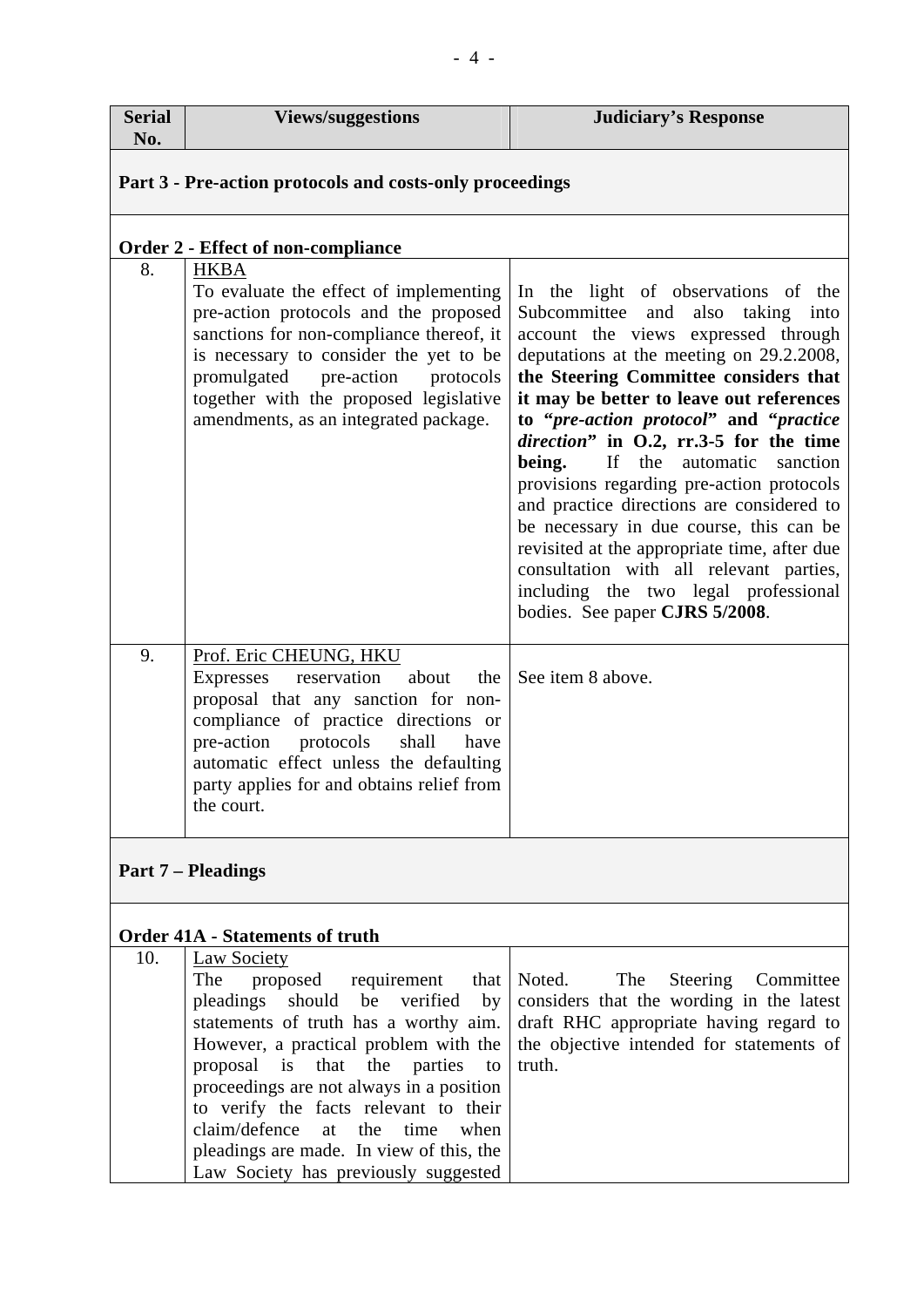| Serial No. | Views/suggestions | Judiciary's Response |
|---|---|---|
| **Part 3 - Pre-action protocols and costs-only proceedings** | | |
| **Order 2 - Effect of non-compliance** | | |
| 8. | <u>HKBA</u><br>To evaluate the effect of implementing pre-action protocols and the proposed sanctions for non-compliance thereof, it is necessary to consider the yet to be promulgated pre-action protocols together with the proposed legislative amendments, as an integrated package. | In the light of observations of the Subcommittee and also taking into account the views expressed through deputations at the meeting on 29.2.2008, **the Steering Committee considers that it may be better to leave out references to "*pre-action protocol*" and "*practice direction*" in O.2, rr.3-5 for the time being.** If the automatic sanction provisions regarding pre-action protocols and practice directions are considered to be necessary in due course, this can be revisited at the appropriate time, after due consultation with all relevant parties, including the two legal professional bodies. See paper **CJRS 5/2008**. |
| 9. | <u>Prof. Eric CHEUNG, HKU</u><br>Expresses reservation about the proposal that any sanction for non-compliance of practice directions or pre-action protocols shall have automatic effect unless the defaulting party applies for and obtains relief from the court. | See item 8 above. |
| **Part 7 – Pleadings** | | |
| **Order 41A - Statements of truth** | | |
| 10. | <u>Law Society</u><br>The proposed requirement that pleadings should be verified by statements of truth has a worthy aim. However, a practical problem with the proposal is that the parties to proceedings are not always in a position to verify the facts relevant to their claim/defence at the time when pleadings are made. In view of this, the Law Society has previously suggested | Noted. The Steering Committee considers that the wording in the latest draft RHC appropriate having regard to the objective intended for statements of truth. |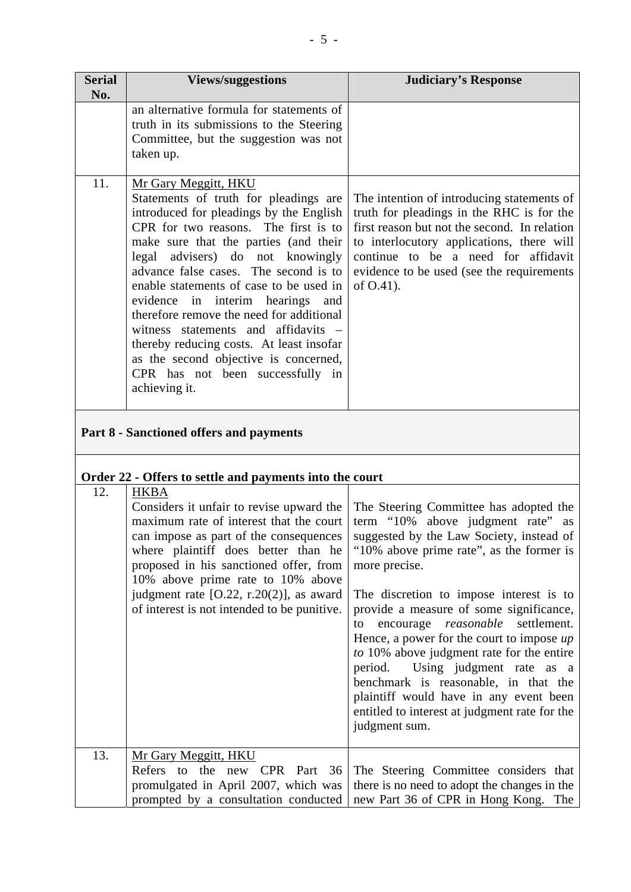| Serial No. | Views/suggestions | Judiciary's Response |
|---|---|---|
| | an alternative formula for statements of truth in its submissions to the Steering Committee, but the suggestion was not taken up. | |
| 11. | Mr Gary Meggitt, HKU<br>Statements of truth for pleadings are introduced for pleadings by the English CPR for two reasons. The first is to make sure that the parties (and their legal advisers) do not knowingly advance false cases. The second is to enable statements of case to be used in evidence in interim hearings and therefore remove the need for additional witness statements and affidavits – thereby reducing costs. At least insofar as the second objective is concerned, CPR has not been successfully in achieving it. | The intention of introducing statements of truth for pleadings in the RHC is for the first reason but not the second. In relation to interlocutory applications, there will continue to be a need for affidavit evidence to be used (see the requirements of O.41). |
| **Part 8 - Sanctioned offers and payments** | | |
| **Order 22 - Offers to settle and payments into the court** | | |
| 12. | HKBA<br>Considers it unfair to revise upward the maximum rate of interest that the court can impose as part of the consequences where plaintiff does better than he proposed in his sanctioned offer, from 10% above prime rate to 10% above judgment rate [O.22, r.20(2)], as award of interest is not intended to be punitive. | The Steering Committee has adopted the term "10% above judgment rate" as suggested by the Law Society, instead of "10% above prime rate", as the former is more precise.<br><br>The discretion to impose interest is to provide a measure of some significance, to encourage *reasonable* settlement. Hence, a power for the court to impose *up to* 10% above judgment rate for the entire period. Using judgment rate as a benchmark is reasonable, in that the plaintiff would have in any event been entitled to interest at judgment rate for the judgment sum. |
| 13. | Mr Gary Meggitt, HKU<br>Refers to the new CPR Part 36 promulgated in April 2007, which was prompted by a consultation conducted | The Steering Committee considers that there is no need to adopt the changes in the new Part 36 of CPR in Hong Kong. The |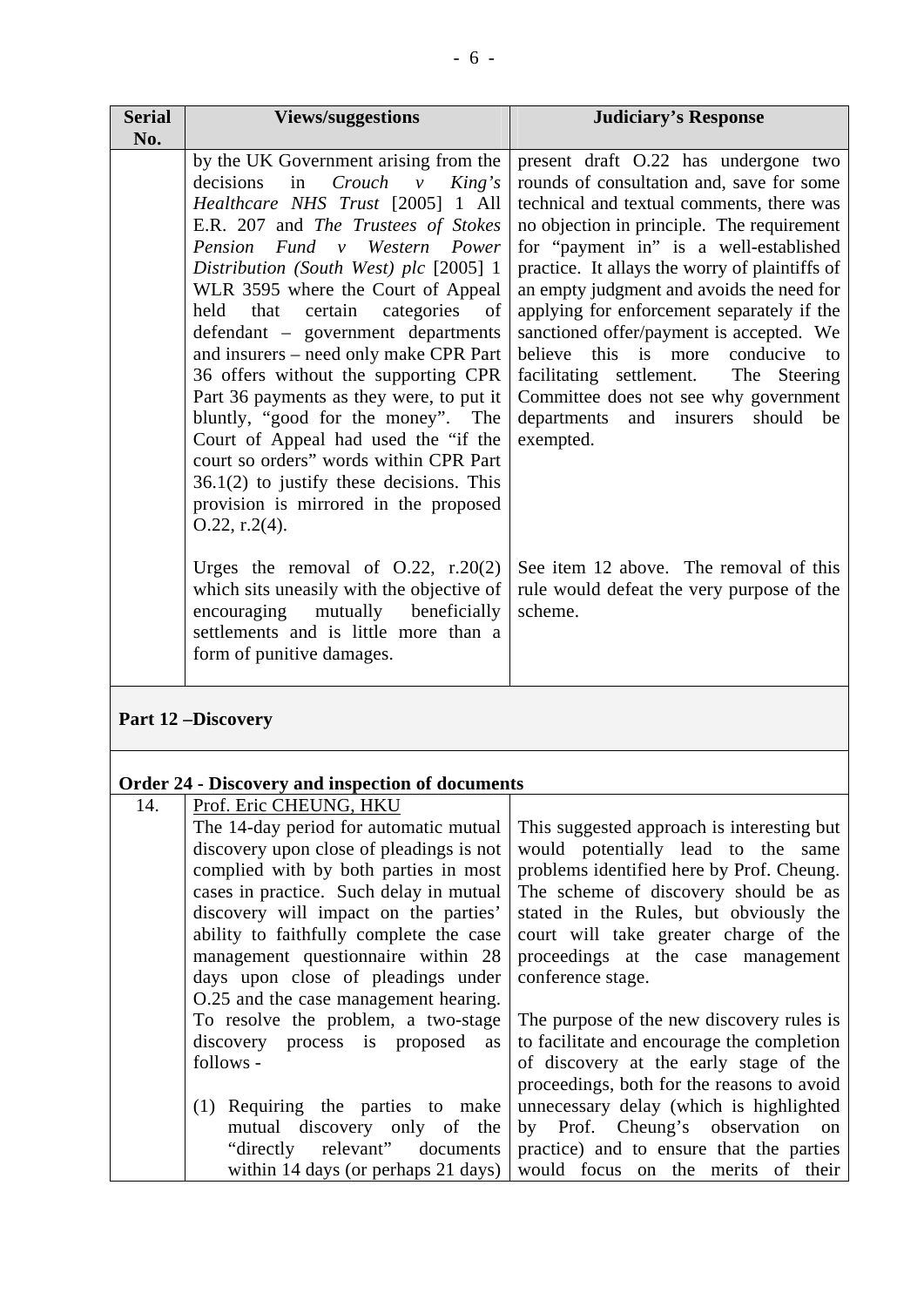| Serial No. | Views/suggestions | Judiciary's Response |
|---|---|---|
| | by the UK Government arising from the decisions in *Crouch v King's Healthcare NHS Trust* [2005] 1 All E.R. 207 and *The Trustees of Stokes Pension Fund v Western Power Distribution (South West) plc* [2005] 1 WLR 3595 where the Court of Appeal held that certain categories of defendant – government departments and insurers – need only make CPR Part 36 offers without the supporting CPR Part 36 payments as they were, to put it bluntly, "good for the money". The Court of Appeal had used the "if the court so orders" words within CPR Part 36.1(2) to justify these decisions. This provision is mirrored in the proposed O.22, r.2(4). | present draft O.22 has undergone two rounds of consultation and, save for some technical and textual comments, there was no objection in principle. The requirement for "payment in" is a well-established practice. It allays the worry of plaintiffs of an empty judgment and avoids the need for applying for enforcement separately if the sanctioned offer/payment is accepted. We believe this is more conducive to facilitating settlement. The Steering Committee does not see why government departments and insurers should be exempted. |
| | Urges the removal of O.22, r.20(2) which sits uneasily with the objective of encouraging mutually beneficially settlements and is little more than a form of punitive damages. | See item 12 above. The removal of this rule would defeat the very purpose of the scheme. |
| **Part 12 –Discovery** | | |
| **Order 24 - Discovery and inspection of documents** | | |
| 14. | Prof. Eric CHEUNG, HKU<br>The 14-day period for automatic mutual discovery upon close of pleadings is not complied with by both parties in most cases in practice. Such delay in mutual discovery will impact on the parties' ability to faithfully complete the case management questionnaire within 28 days upon close of pleadings under O.25 and the case management hearing. To resolve the problem, a two-stage discovery process is proposed as follows -<br><br>(1) Requiring the parties to make mutual discovery only of the "directly relevant" documents within 14 days (or perhaps 21 days) | This suggested approach is interesting but would potentially lead to the same problems identified here by Prof. Cheung. The scheme of discovery should be as stated in the Rules, but obviously the court will take greater charge of the proceedings at the case management conference stage.<br><br>The purpose of the new discovery rules is to facilitate and encourage the completion of discovery at the early stage of the proceedings, both for the reasons to avoid unnecessary delay (which is highlighted by Prof. Cheung's observation on practice) and to ensure that the parties would focus on the merits of their |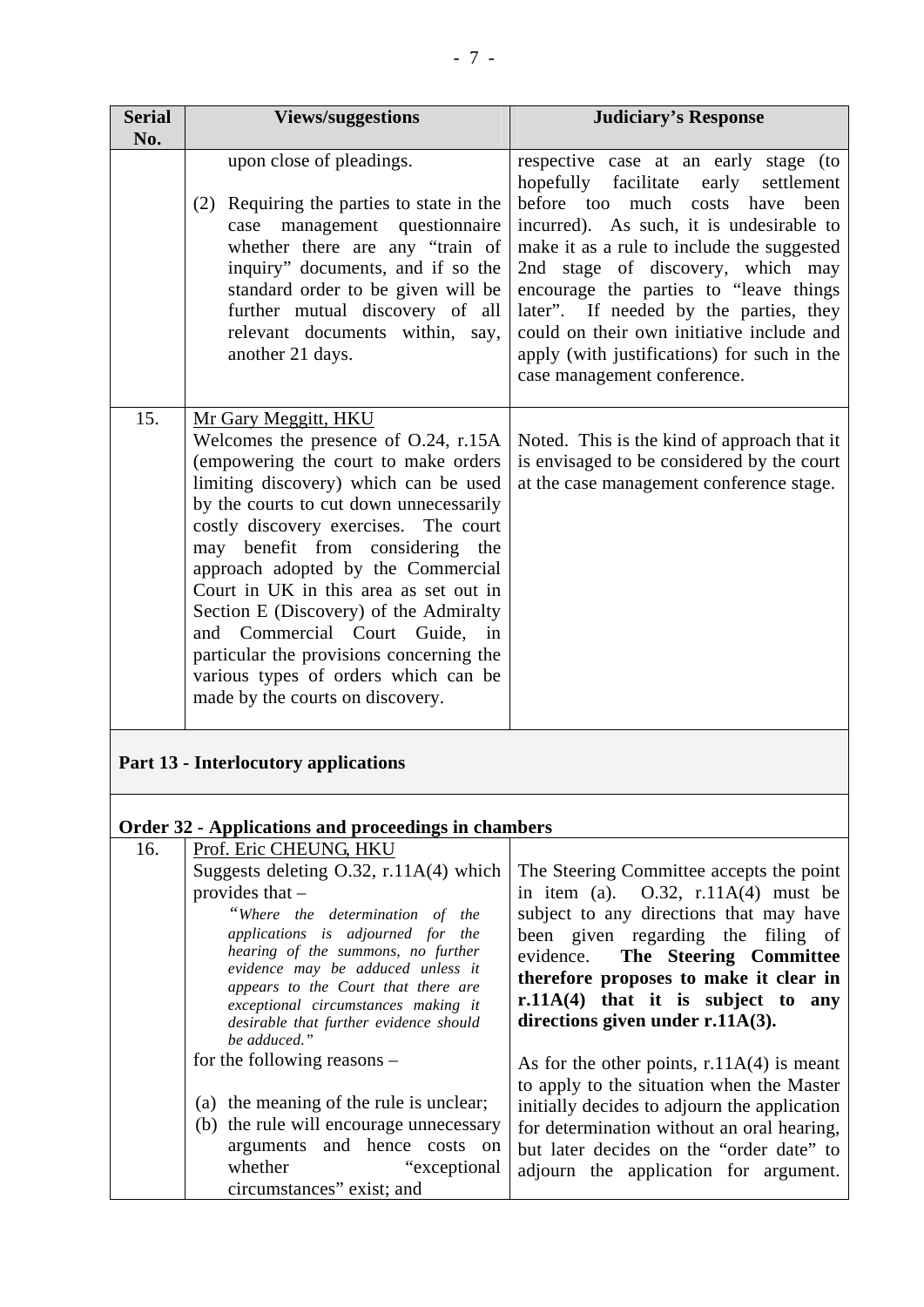| Serial No. | Views/suggestions | Judiciary's Response |
|---|---|---|
| | upon close of pleadings.<br><br>(2) Requiring the parties to state in the case management questionnaire whether there are any "train of inquiry" documents, and if so the standard order to be given will be further mutual discovery of all relevant documents within, say, another 21 days. | respective case at an early stage (to hopefully facilitate early settlement before too much costs have been incurred). As such, it is undesirable to make it as a rule to include the suggested 2nd stage of discovery, which may encourage the parties to "leave things later". If needed by the parties, they could on their own initiative include and apply (with justifications) for such in the case management conference. |
| 15. | Mr Gary Meggitt, HKU<br>Welcomes the presence of O.24, r.15A (empowering the court to make orders limiting discovery) which can be used by the courts to cut down unnecessarily costly discovery exercises. The court may benefit from considering the approach adopted by the Commercial Court in UK in this area as set out in Section E (Discovery) of the Admiralty and Commercial Court Guide, in particular the provisions concerning the various types of orders which can be made by the courts on discovery. | Noted. This is the kind of approach that it is envisaged to be considered by the court at the case management conference stage. |
| **Part 13 - Interlocutory applications** | | |
| **Order 32 - Applications and proceedings in chambers** | | |
| 16. | Prof. Eric CHEUNG, HKU<br>Suggests deleting O.32, r.11A(4) which provides that –<br>*"Where the determination of the applications is adjourned for the hearing of the summons, no further evidence may be adduced unless it appears to the Court that there are exceptional circumstances making it desirable that further evidence should be adduced."*<br>for the following reasons –<br><br>(a) the meaning of the rule is unclear;<br>(b) the rule will encourage unnecessary arguments and hence costs on whether "exceptional circumstances" exist; and | The Steering Committee accepts the point in item (a). O.32, r.11A(4) must be subject to any directions that may have been given regarding the filing of evidence. **The Steering Committee therefore proposes to make it clear in r.11A(4) that it is subject to any directions given under r.11A(3).**<br><br>As for the other points, r.11A(4) is meant to apply to the situation when the Master initially decides to adjourn the application for determination without an oral hearing, but later decides on the "order date" to adjourn the application for argument. |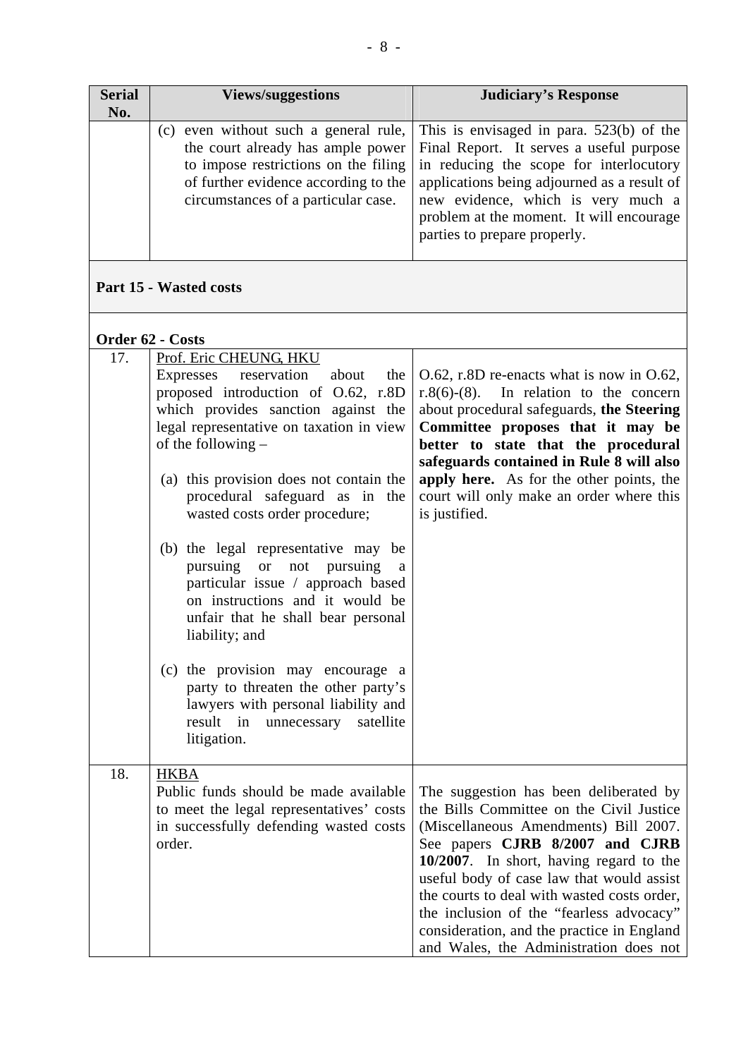| Serial No. | Views/suggestions | Judiciary's Response |
|---|---|---|
| | (c) even without such a general rule, the court already has ample power to impose restrictions on the filing of further evidence according to the circumstances of a particular case. | This is envisaged in para. 523(b) of the Final Report. It serves a useful purpose in reducing the scope for interlocutory applications being adjourned as a result of new evidence, which is very much a problem at the moment. It will encourage parties to prepare properly. |
| **Part 15 - Wasted costs** | | |
| **Order 62 - Costs** | | |
| 17. | Prof. Eric CHEUNG, HKU<br>Expresses reservation about the proposed introduction of O.62, r.8D which provides sanction against the legal representative on taxation in view of the following –<br><br>(a) this provision does not contain the procedural safeguard as in the wasted costs order procedure;<br><br>(b) the legal representative may be pursuing or not pursuing a particular issue / approach based on instructions and it would be unfair that he shall bear personal liability; and<br><br>(c) the provision may encourage a party to threaten the other party's lawyers with personal liability and result in unnecessary satellite litigation. | O.62, r.8D re-enacts what is now in O.62, r.8(6)-(8). In relation to the concern about procedural safeguards, **the Steering Committee proposes that it may be better to state that the procedural safeguards contained in Rule 8 will also apply here.** As for the other points, the court will only make an order where this is justified. |
| 18. | HKBA<br>Public funds should be made available to meet the legal representatives' costs in successfully defending wasted costs order. | The suggestion has been deliberated by the Bills Committee on the Civil Justice (Miscellaneous Amendments) Bill 2007. See papers **CJRB 8/2007 and CJRB 10/2007**. In short, having regard to the useful body of case law that would assist the courts to deal with wasted costs order, the inclusion of the "fearless advocacy" consideration, and the practice in England and Wales, the Administration does not |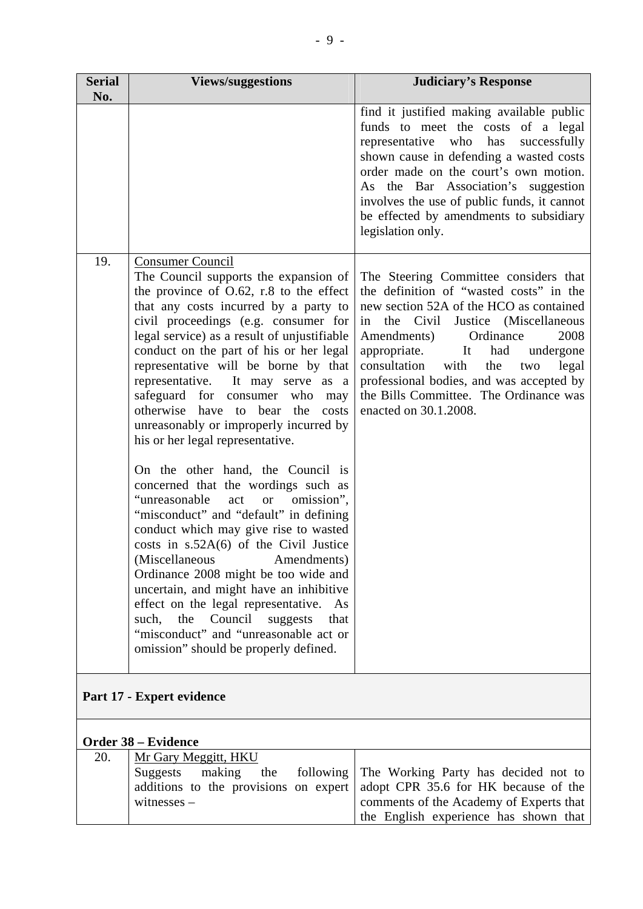| Serial No. | Views/suggestions | Judiciary's Response |
|---|---|---|
| | | find it justified making available public funds to meet the costs of a legal representative who has successfully shown cause in defending a wasted costs order made on the court's own motion. As the Bar Association's suggestion involves the use of public funds, it cannot be effected by amendments to subsidiary legislation only. |
| 19. | Consumer Council<br>The Council supports the expansion of the province of O.62, r.8 to the effect that any costs incurred by a party to civil proceedings (e.g. consumer for legal service) as a result of unjustifiable conduct on the part of his or her legal representative will be borne by that representative. It may serve as a safeguard for consumer who may otherwise have to bear the costs unreasonably or improperly incurred by his or her legal representative.<br><br>On the other hand, the Council is concerned that the wordings such as "unreasonable act or omission", "misconduct" and "default" in defining conduct which may give rise to wasted costs in s.52A(6) of the Civil Justice (Miscellaneous Amendments) Ordinance 2008 might be too wide and uncertain, and might have an inhibitive effect on the legal representative. As such, the Council suggests that "misconduct" and "unreasonable act or omission" should be properly defined. | The Steering Committee considers that the definition of "wasted costs" in the new section 52A of the HCO as contained in the Civil Justice (Miscellaneous Amendments) Ordinance 2008 appropriate. It had undergone consultation with the two legal professional bodies, and was accepted by the Bills Committee. The Ordinance was enacted on 30.1.2008. |
| **Part 17 - Expert evidence** | | |
| **Order 38 – Evidence** | | |
| 20. | Mr Gary Meggitt, HKU<br>Suggests making the following additions to the provisions on expert witnesses – | The Working Party has decided not to adopt CPR 35.6 for HK because of the comments of the Academy of Experts that the English experience has shown that |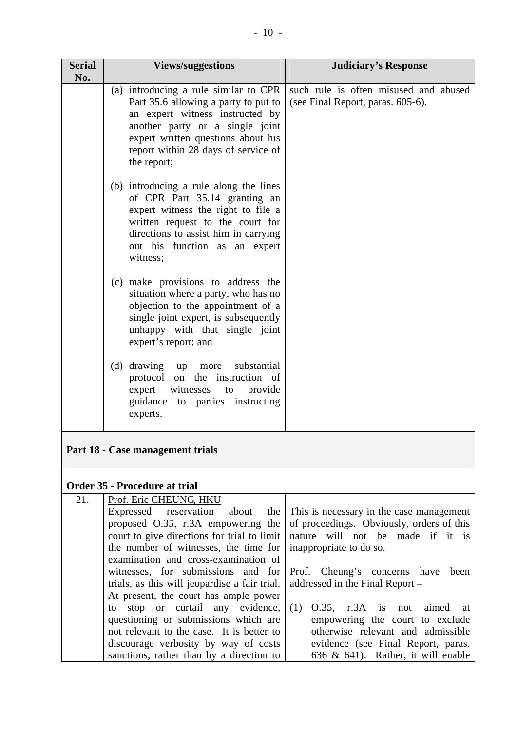| Serial No. | Views/suggestions | Judiciary's Response |
|---|---|---|
| | (a) introducing a rule similar to CPR Part 35.6 allowing a party to put to an expert witness instructed by another party or a single joint expert written questions about his report within 28 days of service of the report;<br><br>(b) introducing a rule along the lines of CPR Part 35.14 granting an expert witness the right to file a written request to the court for directions to assist him in carrying out his function as an expert witness;<br><br>(c) make provisions to address the situation where a party, who has no objection to the appointment of a single joint expert, is subsequently unhappy with that single joint expert's report; and<br><br>(d) drawing up more substantial protocol on the instruction of expert witnesses to provide guidance to parties instructing experts. | such rule is often misused and abused (see Final Report, paras. 605-6). |
| **Part 18 - Case management trials** | | |
| **Order 35 - Procedure at trial** | | |
| 21. | Prof. Eric CHEUNG, HKU<br>Expressed reservation about the proposed O.35, r.3A empowering the court to give directions for trial to limit the number of witnesses, the time for examination and cross-examination of witnesses, for submissions and for trials, as this will jeopardise a fair trial. At present, the court has ample power to stop or curtail any evidence, questioning or submissions which are not relevant to the case. It is better to discourage verbosity by way of costs sanctions, rather than by a direction to | This is necessary in the case management of proceedings. Obviously, orders of this nature will not be made if it is inappropriate to do so.<br><br>Prof. Cheung's concerns have been addressed in the Final Report –<br><br>(1) O.35, r.3A is not aimed at empowering the court to exclude otherwise relevant and admissible evidence (see Final Report, paras. 636 & 641). Rather, it will enable |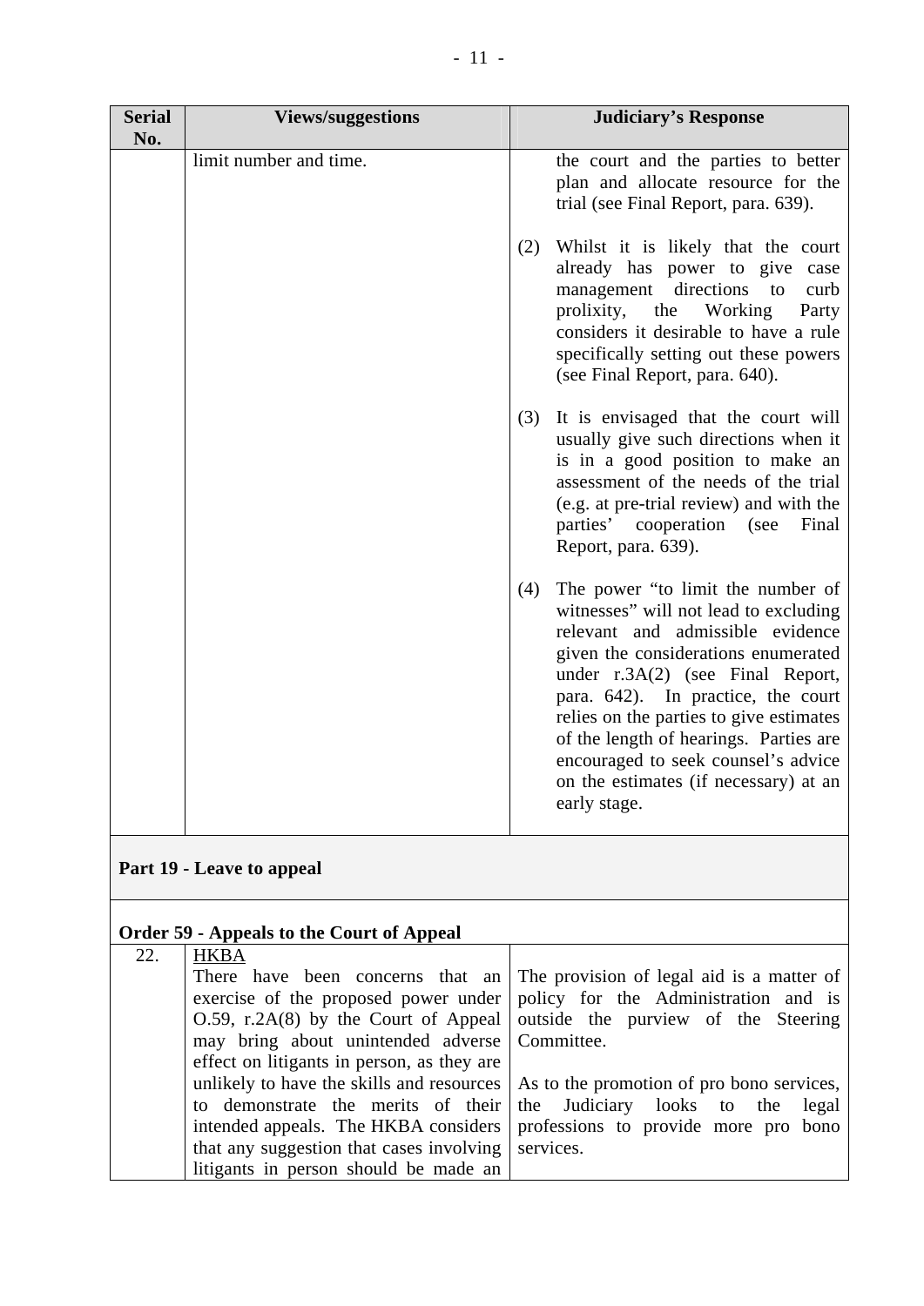| Serial No. | Views/suggestions | Judiciary's Response |
|---|---|---|
| | limit number and time. | the court and the parties to better plan and allocate resource for the trial (see Final Report, para. 639).<br><br>(2) Whilst it is likely that the court already has power to give case management directions to curb prolixity, the Working Party considers it desirable to have a rule specifically setting out these powers (see Final Report, para. 640).<br><br>(3) It is envisaged that the court will usually give such directions when it is in a good position to make an assessment of the needs of the trial (e.g. at pre-trial review) and with the parties' cooperation (see Final Report, para. 639).<br><br>(4) The power "to limit the number of witnesses" will not lead to excluding relevant and admissible evidence given the considerations enumerated under r.3A(2) (see Final Report, para. 642). In practice, the court relies on the parties to give estimates of the length of hearings. Parties are encouraged to seek counsel's advice on the estimates (if necessary) at an early stage. |
| **Part 19 - Leave to appeal** | | |
| **Order 59 - Appeals to the Court of Appeal** | | |
| 22. | <u>HKBA</u><br>There have been concerns that an exercise of the proposed power under O.59, r.2A(8) by the Court of Appeal may bring about unintended adverse effect on litigants in person, as they are unlikely to have the skills and resources to demonstrate the merits of their intended appeals. The HKBA considers that any suggestion that cases involving litigants in person should be made an | The provision of legal aid is a matter of policy for the Administration and is outside the purview of the Steering Committee.<br><br>As to the promotion of pro bono services, the Judiciary looks to the legal professions to provide more pro bono services. |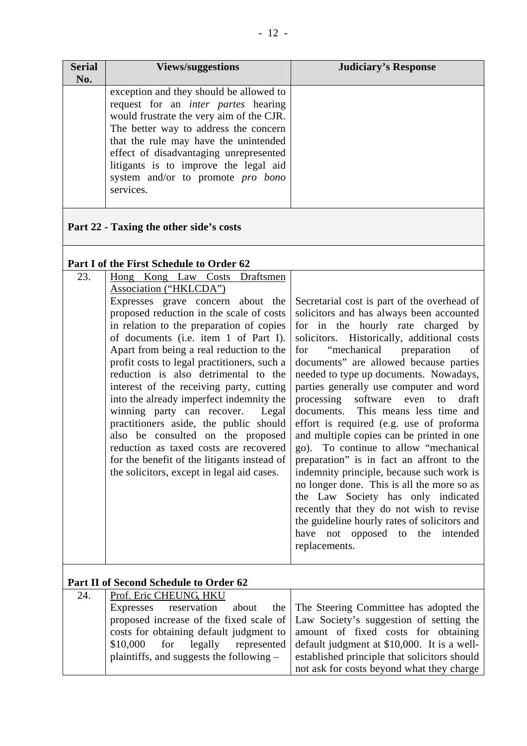| Serial No. | Views/suggestions | Judiciary's Response |
|---|---|---|
| | exception and they should be allowed to request for an *inter partes* hearing would frustrate the very aim of the CJR. The better way to address the concern that the rule may have the unintended effect of disadvantaging unrepresented litigants is to improve the legal aid system and/or to promote *pro bono* services. | |
| **Part 22 - Taxing the other side's costs** | | |
| **Part I of the First Schedule to Order 62** | | |
| 23. | Hong Kong Law Costs Draftsmen Association ("HKLCDA")<br>Expresses grave concern about the proposed reduction in the scale of costs in relation to the preparation of copies of documents (i.e. item 1 of Part I). Apart from being a real reduction to the profit costs to legal practitioners, such a reduction is also detrimental to the interest of the receiving party, cutting into the already imperfect indemnity the winning party can recover. Legal practitioners aside, the public should also be consulted on the proposed reduction as taxed costs are recovered for the benefit of the litigants instead of the solicitors, except in legal aid cases. | Secretarial cost is part of the overhead of solicitors and has always been accounted for in the hourly rate charged by solicitors. Historically, additional costs for "mechanical preparation of documents" are allowed because parties needed to type up documents. Nowadays, parties generally use computer and word processing software even to draft documents. This means less time and effort is required (e.g. use of proforma and multiple copies can be printed in one go). To continue to allow "mechanical preparation" is in fact an affront to the indemnity principle, because such work is no longer done. This is all the more so as the Law Society has only indicated recently that they do not wish to revise the guideline hourly rates of solicitors and have not opposed to the intended replacements. |
| **Part II of Second Schedule to Order 62** | | |
| 24. | Prof. Eric CHEUNG, HKU<br>Expresses reservation about the proposed increase of the fixed scale of costs for obtaining default judgment to \$10,000 for legally represented plaintiffs, and suggests the following – | The Steering Committee has adopted the Law Society's suggestion of setting the amount of fixed costs for obtaining default judgment at \$10,000. It is a well-established principle that solicitors should not ask for costs beyond what they charge |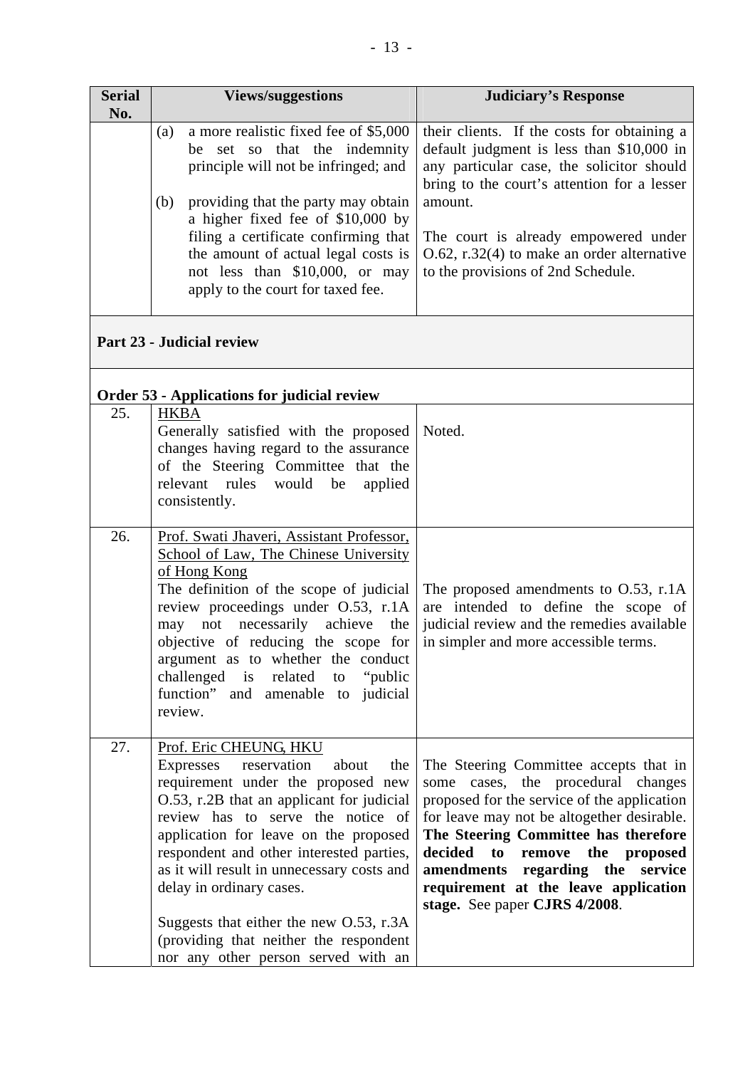| Serial No. | Views/suggestions | Judiciary's Response |
|---|---|---|
| | (a) a more realistic fixed fee of $5,000 be set so that the indemnity principle will not be infringed; and<br><br>(b) providing that the party may obtain a higher fixed fee of $10,000 by filing a certificate confirming that the amount of actual legal costs is not less than $10,000, or may apply to the court for taxed fee. | their clients. If the costs for obtaining a default judgment is less than $10,000 in any particular case, the solicitor should bring to the court's attention for a lesser amount.<br><br>The court is already empowered under O.62, r.32(4) to make an order alternative to the provisions of 2nd Schedule. |
| **Part 23 - Judicial review** | | |
| **Order 53 - Applications for judicial review** | | |
| 25. | HKBA<br>Generally satisfied with the proposed changes having regard to the assurance of the Steering Committee that the relevant rules would be applied consistently. | Noted. |
| 26. | Prof. Swati Jhaveri, Assistant Professor, School of Law, The Chinese University of Hong Kong<br>The definition of the scope of judicial review proceedings under O.53, r.1A may not necessarily achieve the objective of reducing the scope for argument as to whether the conduct challenged is related to "public function" and amenable to judicial review. | The proposed amendments to O.53, r.1A are intended to define the scope of judicial review and the remedies available in simpler and more accessible terms. |
| 27. | Prof. Eric CHEUNG, HKU<br>Expresses reservation about the requirement under the proposed new O.53, r.2B that an applicant for judicial review has to serve the notice of application for leave on the proposed respondent and other interested parties, as it will result in unnecessary costs and delay in ordinary cases.<br><br>Suggests that either the new O.53, r.3A (providing that neither the respondent nor any other person served with an | The Steering Committee accepts that in some cases, the procedural changes proposed for the service of the application for leave may not be altogether desirable. **The Steering Committee has therefore decided to remove the proposed amendments regarding the service requirement at the leave application stage.** See paper **CJRS 4/2008**. |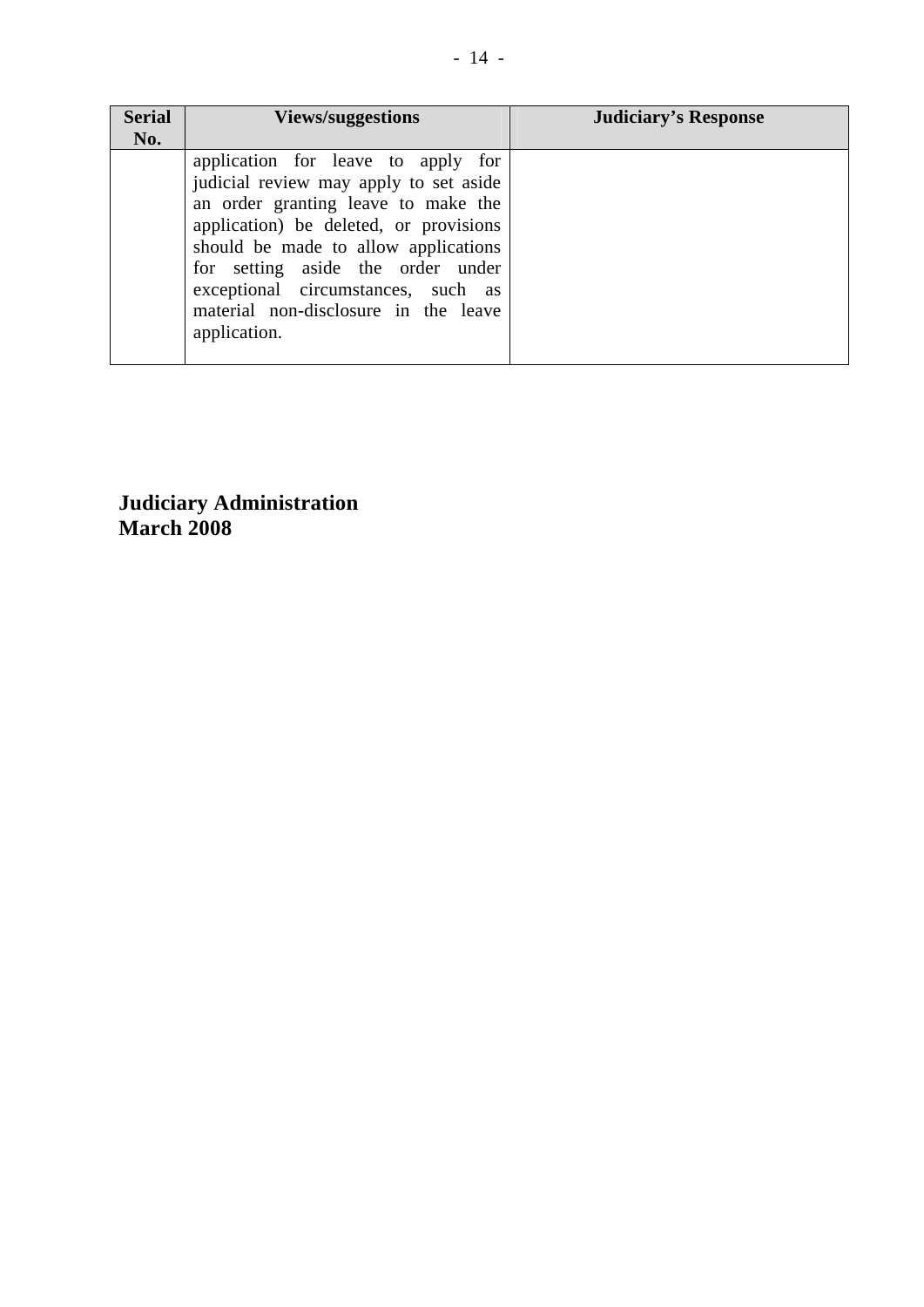| Serial No. | Views/suggestions | Judiciary's Response |
|---|---|---|
| | application for leave to apply for judicial review may apply to set aside an order granting leave to make the application) be deleted, or provisions should be made to allow applications for setting aside the order under exceptional circumstances, such as material non-disclosure in the leave application. | |

**Judiciary Administration**
**March 2008**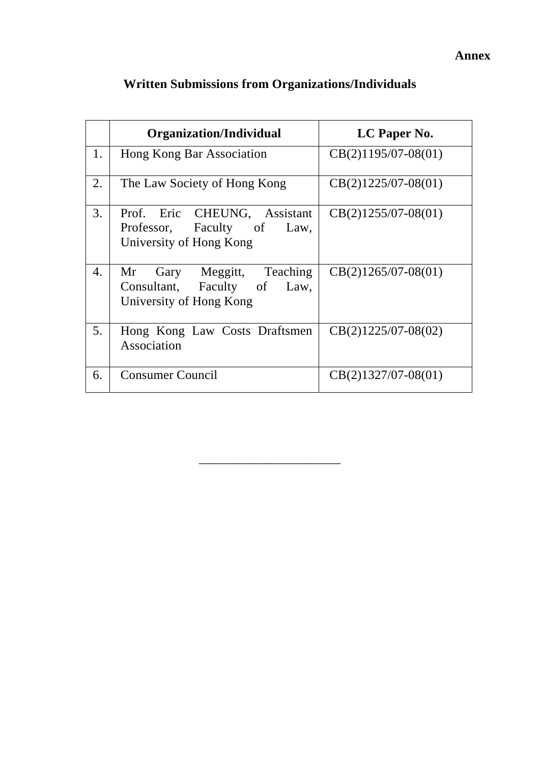**Annex**

## Written Submissions from Organizations/Individuals

| | Organization/Individual | LC Paper No. |
|---|---|---|
| 1. | Hong Kong Bar Association | CB(2)1195/07-08(01) |
| 2. | The Law Society of Hong Kong | CB(2)1225/07-08(01) |
| 3. | Prof. Eric CHEUNG, Assistant Professor, Faculty of Law, University of Hong Kong | CB(2)1255/07-08(01) |
| 4. | Mr Gary Meggitt, Teaching Consultant, Faculty of Law, University of Hong Kong | CB(2)1265/07-08(01) |
| 5. | Hong Kong Law Costs Draftsmen Association | CB(2)1225/07-08(02) |
| 6. | Consumer Council | CB(2)1327/07-08(01) |

______________________